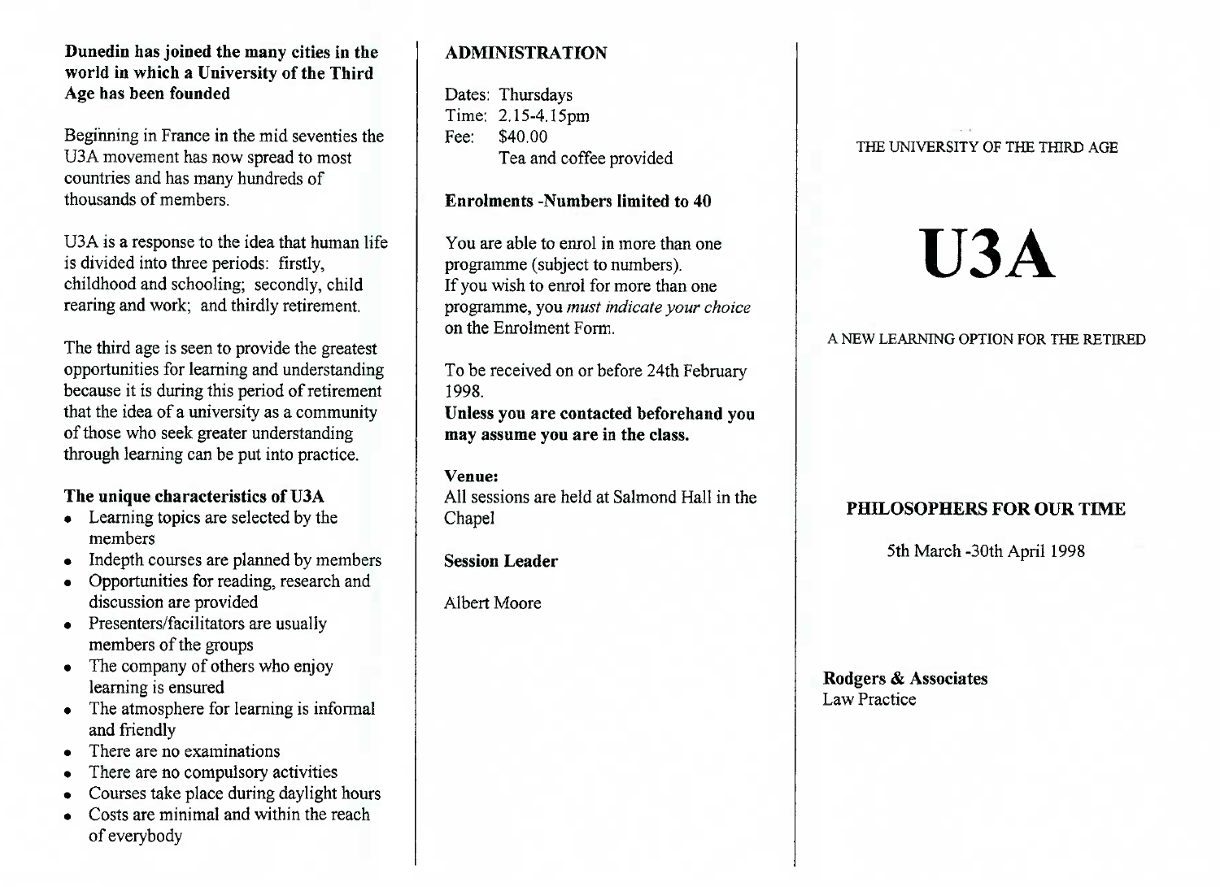**Dunedin has joined the many cities in the world in which a University of the Third Age has been founded**

Beginning in France in the mid seventies the U3A movement has now spread to most countries and has many hundreds of thousands of members.

U3A is a response to the idea that human life is divided into three periods: firstly, childhood and schooling; secondly, child rearing and work; and thirdly retirement.

The third age is seen to provide the greatest opportunities for learning and understanding because it is during this period of retirement that the idea of a university as a community of those who seek greater understanding through learning can be put into practice.

### The unique characteristics of U3A

- Learning topics are selected by the members
- Indepth courses are planned by members
- Opportunities for reading, research and discussion are provided
- Presenters/facilitators are usually members of the groups
- The company of others who enjoy learning is ensured
- The atmosphere for learning is informal and friendly
- There are no examinations
- There are no compulsory activities
- Courses take place during daylight hours
- Costs are minimal and within the reach of everybody

## ADMINISTRATION

Dates: Thursdays
Time: 2.15-4.15pm
Fee: $40.00
Tea and coffee provided

**Enrolments -Numbers limited to 40**

You are able to enrol in more than one programme (subject to numbers).
If you wish to enrol for more than one programme, you *must indicate your choice* on the Enrolment Form.

To be received on or before 24th February 1998.
**Unless you are contacted beforehand you may assume you are in the class.**

**Venue:**
All sessions are held at Salmond Hall in the Chapel

**Session Leader**

Albert Moore

THE UNIVERSITY OF THE THIRD AGE

# U3A

A NEW LEARNING OPTION FOR THE RETIRED

## PHILOSOPHERS FOR OUR TIME

5th March -30th April 1998

**Rodgers & Associates**
Law Practice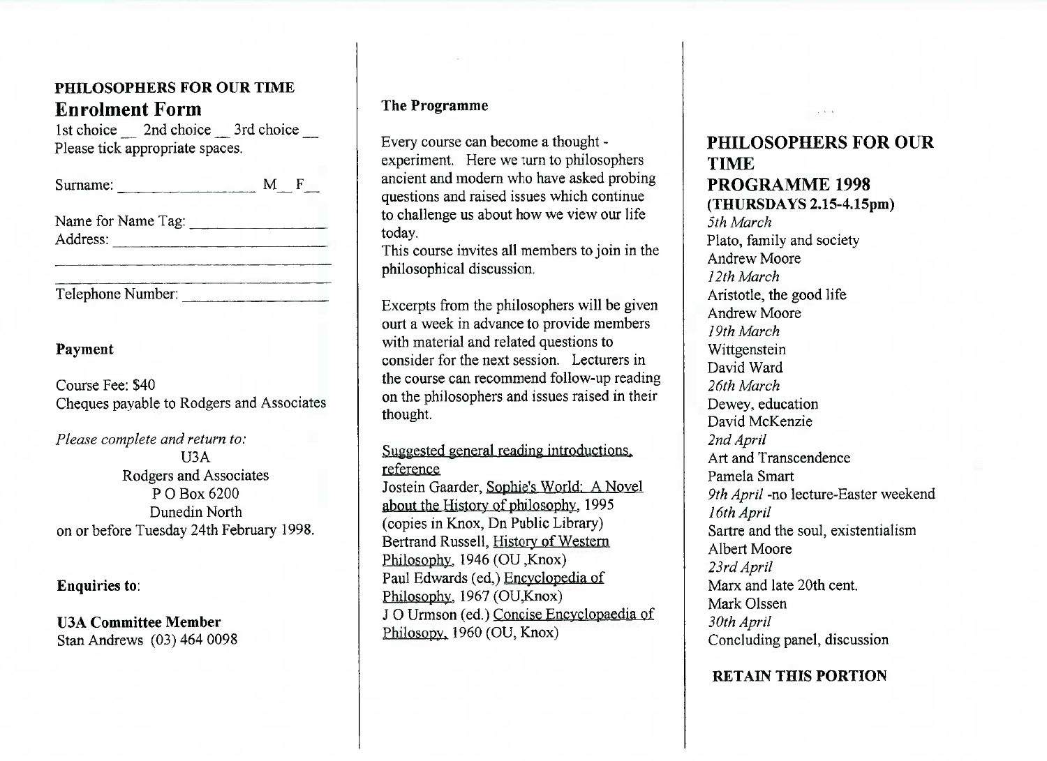## PHILOSOPHERS FOR OUR TIME

## Enrolment Form

1st choice __ 2nd choice __ 3rd choice __
Please tick appropriate spaces.

Surname: ________________ M__ F__

Name for Name Tag: ________________
Address: ________________________

________________________________

Telephone Number: ________________

**Payment**

Course Fee: $40
Cheques payable to Rodgers and Associates

*Please complete and return to:*
U3A
Rodgers and Associates
P O Box 6200
Dunedin North
on or before Tuesday 24th February 1998.

**Enquiries to**:

**U3A Committee Member**
Stan Andrews (03) 464 0098

### The Programme

Every course can become a thought - experiment. Here we turn to philosophers ancient and modern who have asked probing questions and raised issues which continue to challenge us about how we view our life today.
This course invites all members to join in the philosophical discussion.

Excerpts from the philosophers will be given ourt a week in advance to provide members with material and related questions to consider for the next session. Lecturers in the course can recommend follow-up reading on the philosophers and issues raised in their thought.

Suggested general reading introductions, reference
Jostein Gaarder, Sophie's World: A Novel about the History of philosophy, 1995 (copies in Knox, Dn Public Library)
Bertrand Russell, History of Western Philosophy, 1946 (OU ,Knox)
Paul Edwards (ed,) Encyclopedia of Philosophy, 1967 (OU,Knox)
J O Urmson (ed.) Concise Encyclopaedia of Philosopy, 1960 (OU, Knox)

## PHILOSOPHERS FOR OUR TIME
## PROGRAMME 1998
### (THURSDAYS 2.15-4.15pm)

*5th March*
Plato, family and society
Andrew Moore
*12th March*
Aristotle, the good life
Andrew Moore
*19th March*
Wittgenstein
David Ward
*26th March*
Dewey, education
David McKenzie
*2nd April*
Art and Transcendence
Pamela Smart
*9th April* -no lecture-Easter weekend
*16th April*
Sartre and the soul, existentialism
Albert Moore
*23rd April*
Marx and late 20th cent.
Mark Olssen
*30th April*
Concluding panel, discussion

**RETAIN THIS PORTION**